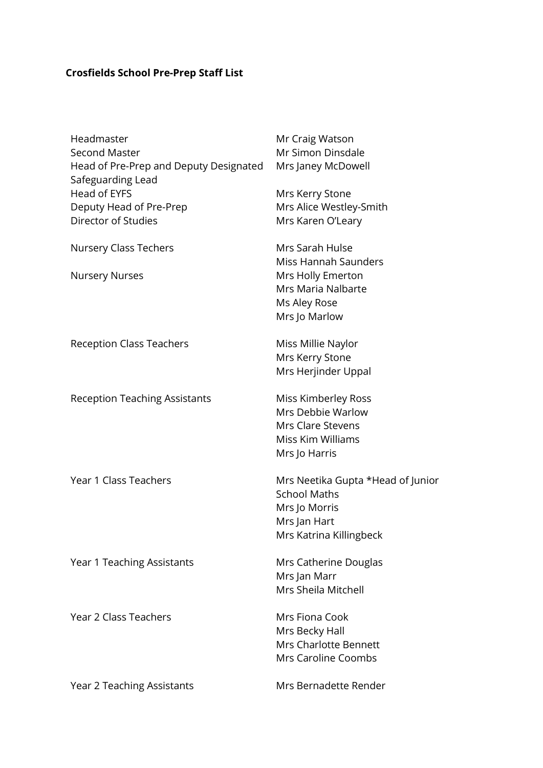**Crosfields School Pre-Prep Staff List**

| | |
|---|---|
| Headmaster | Mr Craig Watson |
| Second Master | Mr Simon Dinsdale |
| Head of Pre-Prep and Deputy Designated Safeguarding Lead | Mrs Janey McDowell |
| Head of EYFS | Mrs Kerry Stone |
| Deputy Head of Pre-Prep | Mrs Alice Westley-Smith |
| Director of Studies | Mrs Karen O'Leary |
| | |
| Nursery Class Techers | Mrs Sarah Hulse |
| | Miss Hannah Saunders |
| Nursery Nurses | Mrs Holly Emerton |
| | Mrs Maria Nalbarte |
| | Ms Aley Rose |
| | Mrs Jo Marlow |
| | |
| Reception Class Teachers | Miss Millie Naylor |
| | Mrs Kerry Stone |
| | Mrs Herjinder Uppal |
| | |
| Reception Teaching Assistants | Miss Kimberley Ross |
| | Mrs Debbie Warlow |
| | Mrs Clare Stevens |
| | Miss Kim Williams |
| | Mrs Jo Harris |
| | |
| Year 1 Class Teachers | Mrs Neetika Gupta *Head of Junior School Maths |
| | Mrs Jo Morris |
| | Mrs Jan Hart |
| | Mrs Katrina Killingbeck |
| | |
| Year 1 Teaching Assistants | Mrs Catherine Douglas |
| | Mrs Jan Marr |
| | Mrs Sheila Mitchell |
| | |
| Year 2 Class Teachers | Mrs Fiona Cook |
| | Mrs Becky Hall |
| | Mrs Charlotte Bennett |
| | Mrs Caroline Coombs |
| | |
| Year 2 Teaching Assistants | Mrs Bernadette Render |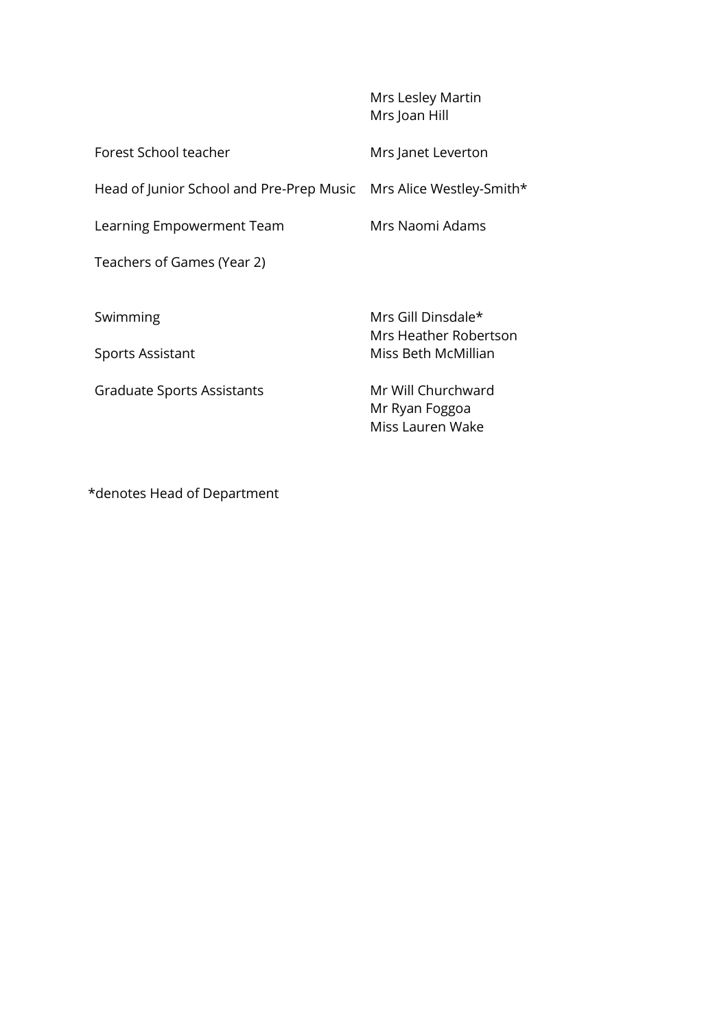| | |
|---|---|
| | Mrs Lesley Martin<br>Mrs Joan Hill |
| Forest School teacher | Mrs Janet Leverton |
| Head of Junior School and Pre-Prep Music | Mrs Alice Westley-Smith* |
| Learning Empowerment Team | Mrs Naomi Adams |
| Teachers of Games (Year 2) | |
| Swimming | Mrs Gill Dinsdale*<br>Mrs Heather Robertson |
| Sports Assistant | Miss Beth McMillian |
| Graduate Sports Assistants | Mr Will Churchward<br>Mr Ryan Foggoa<br>Miss Lauren Wake |

*denotes Head of Department